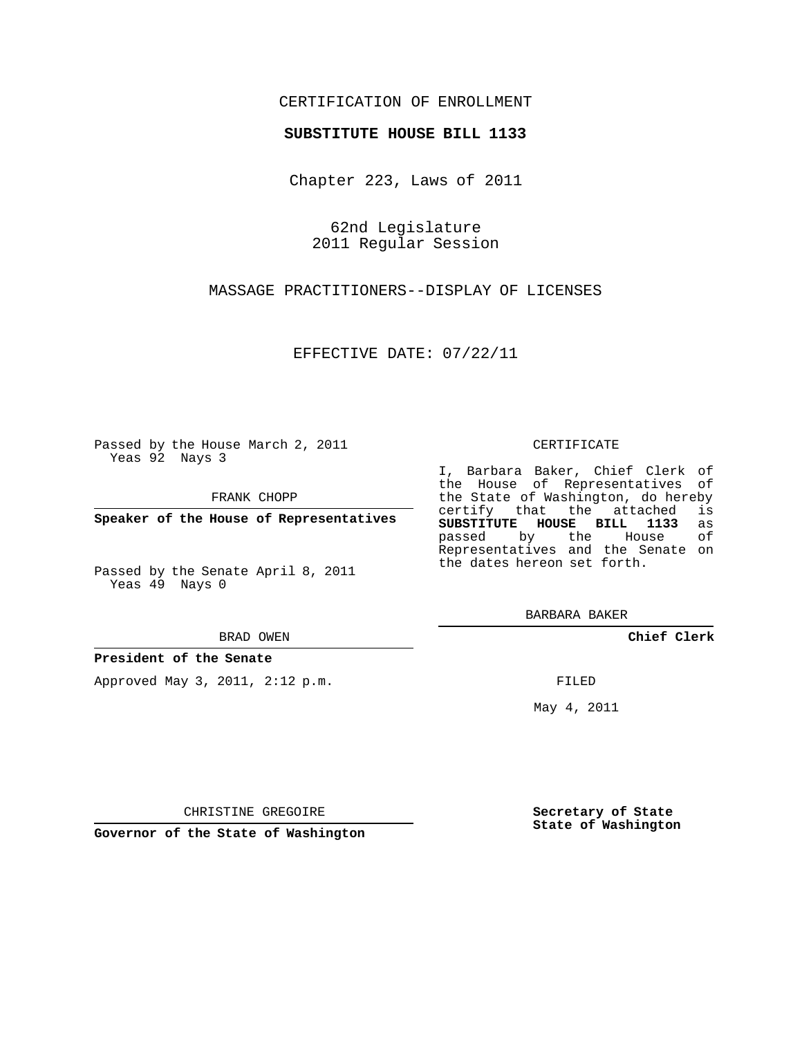CERTIFICATION OF ENROLLMENT

**SUBSTITUTE HOUSE BILL 1133**

Chapter 223, Laws of 2011

62nd Legislature
2011 Regular Session

MASSAGE PRACTITIONERS--DISPLAY OF LICENSES

EFFECTIVE DATE: 07/22/11

Passed by the House March 2, 2011
Yeas 92 Nays 3

FRANK CHOPP

**Speaker of the House of Representatives**

Passed by the Senate April 8, 2011
Yeas 49 Nays 0

BRAD OWEN

**President of the Senate**

Approved May 3, 2011, 2:12 p.m.

CHRISTINE GREGOIRE

**Governor of the State of Washington**

CERTIFICATE

I, Barbara Baker, Chief Clerk of the House of Representatives of the State of Washington, do hereby certify that the attached is **SUBSTITUTE HOUSE BILL 1133** as passed by the House of Representatives and the Senate on the dates hereon set forth.

BARBARA BAKER

**Chief Clerk**

FILED

May 4, 2011

**Secretary of State**
**State of Washington**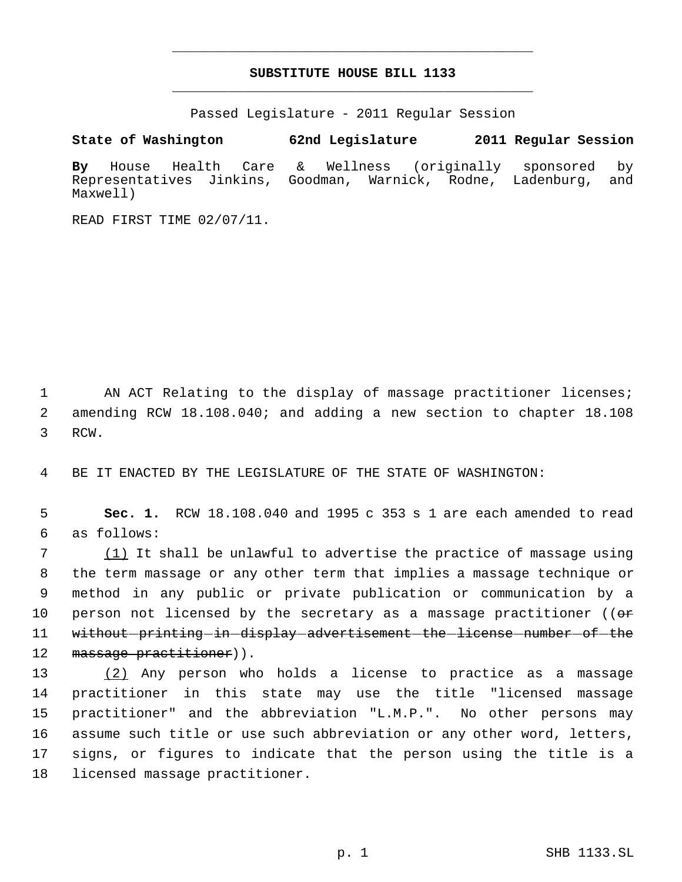# SUBSTITUTE HOUSE BILL 1133

Passed Legislature - 2011 Regular Session

**State of Washington 62nd Legislature 2011 Regular Session**

**By** House Health Care & Wellness (originally sponsored by Representatives Jinkins, Goodman, Warnick, Rodne, Ladenburg, and Maxwell)

READ FIRST TIME 02/07/11.

1 AN ACT Relating to the display of massage practitioner licenses;
2 amending RCW 18.108.040; and adding a new section to chapter 18.108
3 RCW.

4 BE IT ENACTED BY THE LEGISLATURE OF THE STATE OF WASHINGTON:

5 **Sec. 1.** RCW 18.108.040 and 1995 c 353 s 1 are each amended to read
6 as follows:

7 (1) It shall be unlawful to advertise the practice of massage using
8 the term massage or any other term that implies a massage technique or
9 method in any public or private publication or communication by a
10 person not licensed by the secretary as a massage practitioner ((~~or~~
11 ~~without printing in display advertisement the license number of the~~
12 ~~massage practitioner~~)).

13 (2) Any person who holds a license to practice as a massage
14 practitioner in this state may use the title "licensed massage
15 practitioner" and the abbreviation "L.M.P.". No other persons may
16 assume such title or use such abbreviation or any other word, letters,
17 signs, or figures to indicate that the person using the title is a
18 licensed massage practitioner.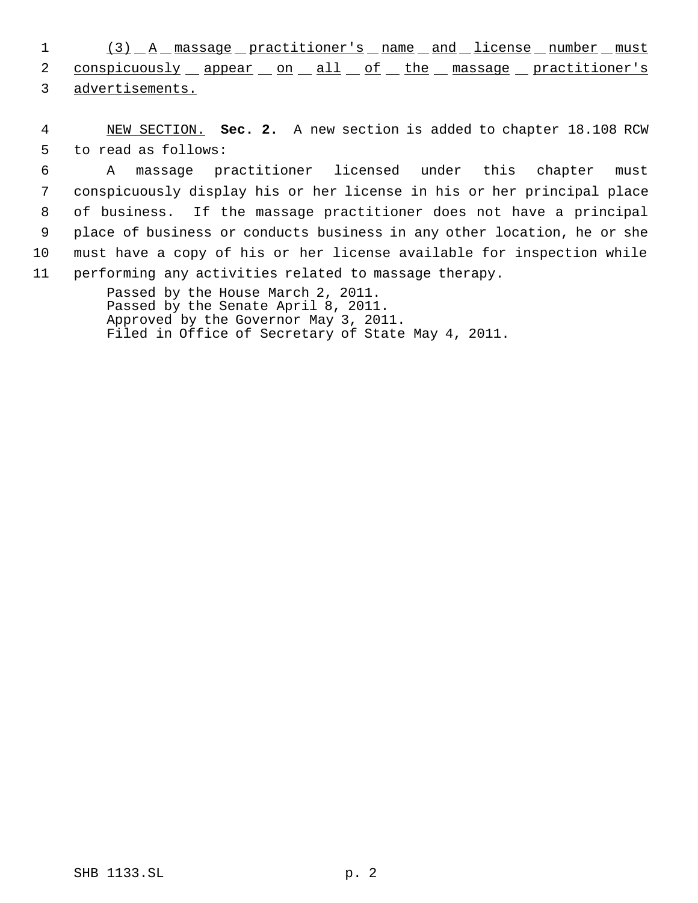(3) A massage practitioner's name and license number must conspicuously appear on all of the massage practitioner's advertisements.

NEW SECTION. **Sec. 2.** A new section is added to chapter 18.108 RCW to read as follows:

A massage practitioner licensed under this chapter must conspicuously display his or her license in his or her principal place of business. If the massage practitioner does not have a principal place of business or conducts business in any other location, he or she must have a copy of his or her license available for inspection while performing any activities related to massage therapy.

Passed by the House March 2, 2011.
Passed by the Senate April 8, 2011.
Approved by the Governor May 3, 2011.
Filed in Office of Secretary of State May 4, 2011.